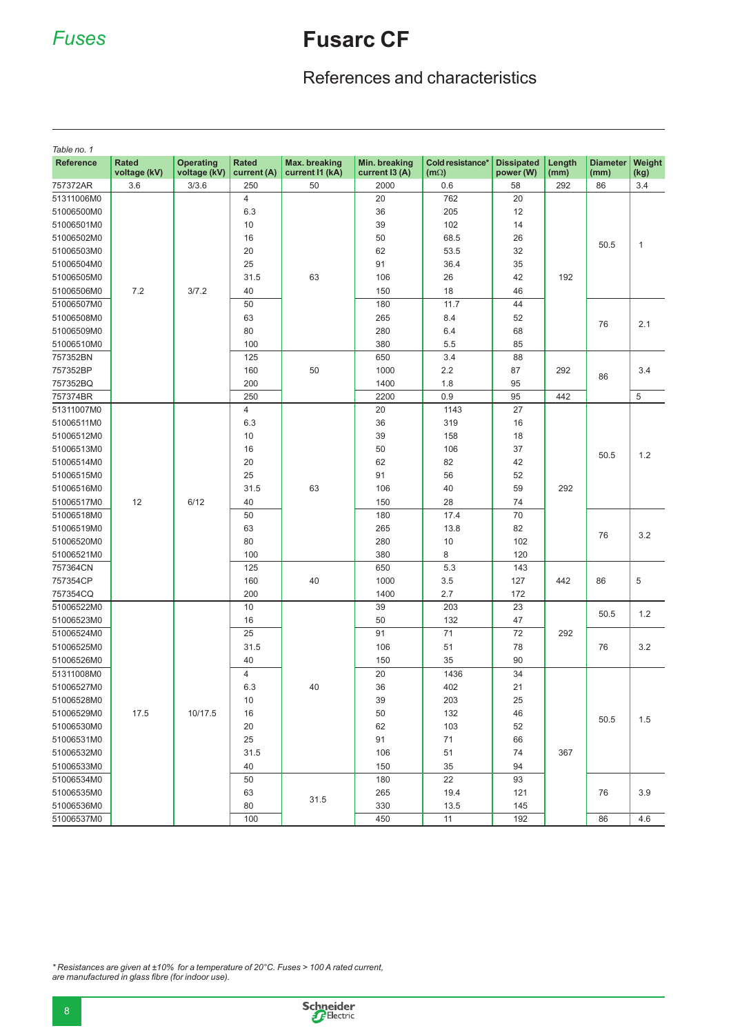Fuses

# Fusarc CF

## References and characteristics

Table no. 1

| Reference | Rated voltage (kV) | Operating voltage (kV) | Rated current (A) | Max. breaking current I1 (kA) | Min. breaking current I3 (A) | Cold resistance* (mΩ) | Dissipated power (W) | Length (mm) | Diameter (mm) | Weight (kg) |
|---|---|---|---|---|---|---|---|---|---|---|
| 757372AR | 3.6 | 3/3.6 | 250 | 50 | 2000 | 0.6 | 58 | 292 | 86 | 3.4 |
| 51311006M0 | 7.2 | 3/7.2 | 4 | 63 | 20 | 762 | 20 | 192 | 50.5 | 1 |
| 51006500M0 | 7.2 | 3/7.2 | 6.3 | 63 | 36 | 205 | 12 | 192 | 50.5 | 1 |
| 51006501M0 | 7.2 | 3/7.2 | 10 | 63 | 39 | 102 | 14 | 192 | 50.5 | 1 |
| 51006502M0 | 7.2 | 3/7.2 | 16 | 63 | 50 | 68.5 | 26 | 192 | 50.5 | 1 |
| 51006503M0 | 7.2 | 3/7.2 | 20 | 63 | 62 | 53.5 | 32 | 192 | 50.5 | 1 |
| 51006504M0 | 7.2 | 3/7.2 | 25 | 63 | 91 | 36.4 | 35 | 192 | 50.5 | 1 |
| 51006505M0 | 7.2 | 3/7.2 | 31.5 | 63 | 106 | 26 | 42 | 192 | 50.5 | 1 |
| 51006506M0 | 7.2 | 3/7.2 | 40 | 63 | 150 | 18 | 46 | 192 | 50.5 | 1 |
| 51006507M0 | 7.2 | 3/7.2 | 50 | 63 | 180 | 11.7 | 44 | 192 | 76 | 2.1 |
| 51006508M0 | 7.2 | 3/7.2 | 63 | 63 | 265 | 8.4 | 52 | 192 | 76 | 2.1 |
| 51006509M0 | 7.2 | 3/7.2 | 80 | 63 | 280 | 6.4 | 68 | 192 | 76 | 2.1 |
| 51006510M0 | 7.2 | 3/7.2 | 100 | 63 | 380 | 5.5 | 85 | 192 | 76 | 2.1 |
| 757352BN | 7.2 | 3/7.2 | 125 | 50 | 650 | 3.4 | 88 | 292 | 86 | 3.4 |
| 757352BP | 7.2 | 3/7.2 | 160 | 50 | 1000 | 2.2 | 87 | 292 | 86 | 3.4 |
| 757352BQ | 7.2 | 3/7.2 | 200 | 50 | 1400 | 1.8 | 95 | 292 | 86 | 3.4 |
| 757374BR | 7.2 | 3/7.2 | 250 | 50 | 2200 | 0.9 | 95 | 442 | 86 | 5 |
| 51311007M0 | 12 | 6/12 | 4 | 63 | 20 | 1143 | 27 | 292 | 50.5 | 1.2 |
| 51006511M0 | 12 | 6/12 | 6.3 | 63 | 36 | 319 | 16 | 292 | 50.5 | 1.2 |
| 51006512M0 | 12 | 6/12 | 10 | 63 | 39 | 158 | 18 | 292 | 50.5 | 1.2 |
| 51006513M0 | 12 | 6/12 | 16 | 63 | 50 | 106 | 37 | 292 | 50.5 | 1.2 |
| 51006514M0 | 12 | 6/12 | 20 | 63 | 62 | 82 | 42 | 292 | 50.5 | 1.2 |
| 51006515M0 | 12 | 6/12 | 25 | 63 | 91 | 56 | 52 | 292 | 50.5 | 1.2 |
| 51006516M0 | 12 | 6/12 | 31.5 | 63 | 106 | 40 | 59 | 292 | 50.5 | 1.2 |
| 51006517M0 | 12 | 6/12 | 40 | 63 | 150 | 28 | 74 | 292 | 50.5 | 1.2 |
| 51006518M0 | 12 | 6/12 | 50 | 63 | 180 | 17.4 | 70 | 292 | 76 | 3.2 |
| 51006519M0 | 12 | 6/12 | 63 | 63 | 265 | 13.8 | 82 | 292 | 76 | 3.2 |
| 51006520M0 | 12 | 6/12 | 80 | 63 | 280 | 10 | 102 | 292 | 76 | 3.2 |
| 51006521M0 | 12 | 6/12 | 100 | 63 | 380 | 8 | 120 | 292 | 76 | 3.2 |
| 757364CN | 12 | 6/12 | 125 | 40 | 650 | 5.3 | 143 | 442 | 86 | 5 |
| 757354CP | 12 | 6/12 | 160 | 40 | 1000 | 3.5 | 127 | 442 | 86 | 5 |
| 757354CQ | 12 | 6/12 | 200 | 40 | 1400 | 2.7 | 172 | 442 | 86 | 5 |
| 51006522M0 | 17.5 | 10/17.5 | 10 | 40 | 39 | 203 | 23 | 292 | 50.5 | 1.2 |
| 51006523M0 | 17.5 | 10/17.5 | 16 | 40 | 50 | 132 | 47 | 292 | 50.5 | 1.2 |
| 51006524M0 | 17.5 | 10/17.5 | 25 | 40 | 91 | 71 | 72 | 292 | 76 | 3.2 |
| 51006525M0 | 17.5 | 10/17.5 | 31.5 | 40 | 106 | 51 | 78 | 292 | 76 | 3.2 |
| 51006526M0 | 17.5 | 10/17.5 | 40 | 40 | 150 | 35 | 90 | 292 | 76 | 3.2 |
| 51311008M0 | 17.5 | 10/17.5 | 4 | 40 | 20 | 1436 | 34 | 367 | 50.5 | 1.5 |
| 51006527M0 | 17.5 | 10/17.5 | 6.3 | 40 | 36 | 402 | 21 | 367 | 50.5 | 1.5 |
| 51006528M0 | 17.5 | 10/17.5 | 10 | 40 | 39 | 203 | 25 | 367 | 50.5 | 1.5 |
| 51006529M0 | 17.5 | 10/17.5 | 16 | 40 | 50 | 132 | 46 | 367 | 50.5 | 1.5 |
| 51006530M0 | 17.5 | 10/17.5 | 20 | 40 | 62 | 103 | 52 | 367 | 50.5 | 1.5 |
| 51006531M0 | 17.5 | 10/17.5 | 25 | 40 | 91 | 71 | 66 | 367 | 50.5 | 1.5 |
| 51006532M0 | 17.5 | 10/17.5 | 31.5 | 40 | 106 | 51 | 74 | 367 | 50.5 | 1.5 |
| 51006533M0 | 17.5 | 10/17.5 | 40 | 40 | 150 | 35 | 94 | 367 | 50.5 | 1.5 |
| 51006534M0 | 17.5 | 10/17.5 | 50 | 40 | 180 | 22 | 93 | 367 | 76 | 3.9 |
| 51006535M0 | 17.5 | 10/17.5 | 63 | 31.5 | 265 | 19.4 | 121 | 367 | 76 | 3.9 |
| 51006536M0 | 17.5 | 10/17.5 | 80 | 31.5 | 330 | 13.5 | 145 | 367 | 76 | 3.9 |
| 51006537M0 | 17.5 | 10/17.5 | 100 | 31.5 | 450 | 11 | 192 | 367 | 86 | 4.6 |

*\* Resistances are given at ±10% for a temperature of 20°C. Fuses > 100 A rated current, are manufactured in glass fibre (for indoor use).*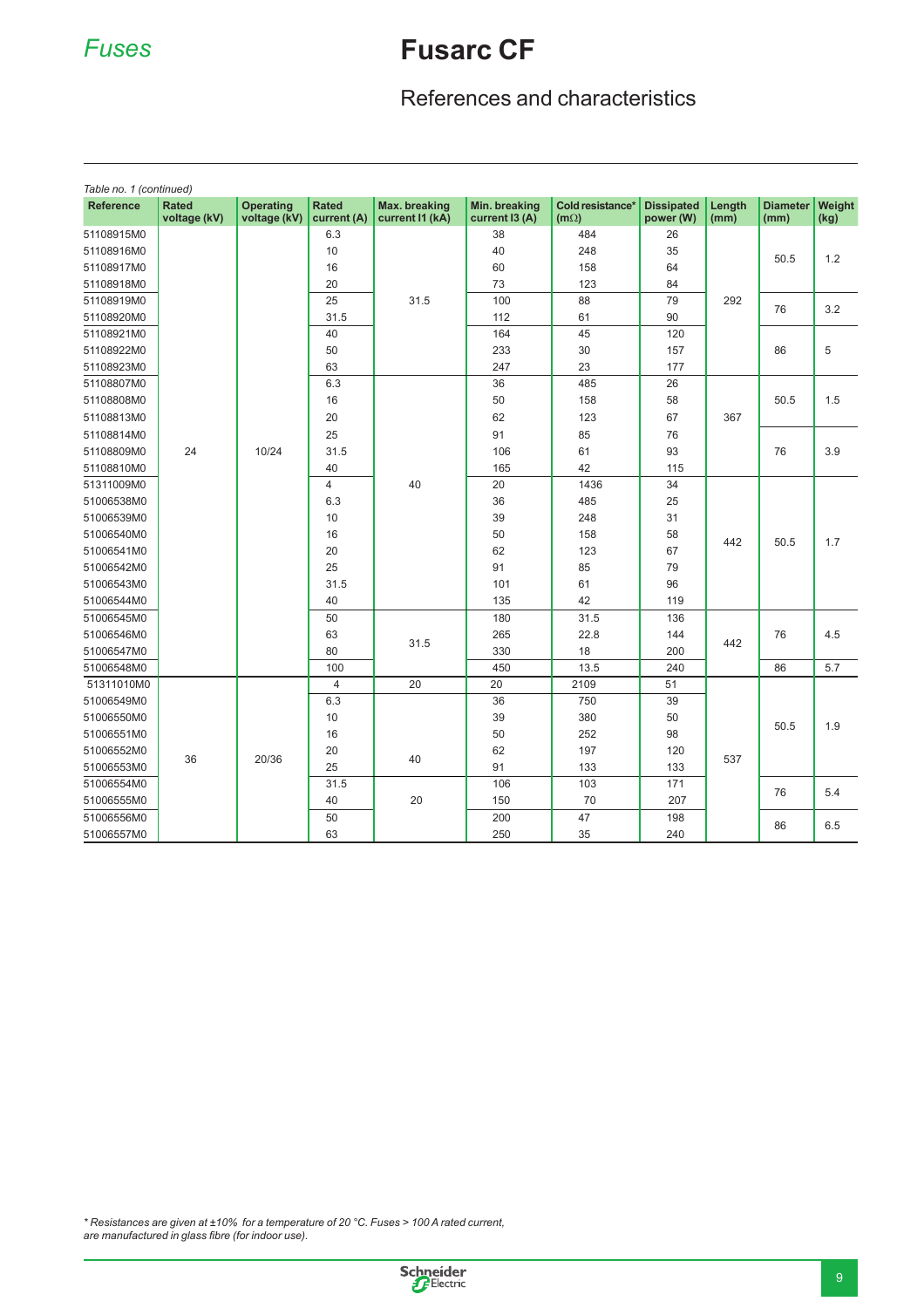# Fuses

# Fusarc CF

## References and characteristics

*Table no. 1 (continued)*

| Reference | Rated voltage (kV) | Operating voltage (kV) | Rated current (A) | Max. breaking current I1 (kA) | Min. breaking current I3 (A) | Cold resistance* (mΩ) | Dissipated power (W) | Length (mm) | Diameter (mm) | Weight (kg) |
|---|---|---|---|---|---|---|---|---|---|---|
| 51108915M0 | 24 | 10/24 | 6.3 | 31.5 | 38 | 484 | 26 | 292 | 50.5 | 1.2 |
| 51108916M0 | | | 10 | | 40 | 248 | 35 | | | |
| 51108917M0 | | | 16 | | 60 | 158 | 64 | | | |
| 51108918M0 | | | 20 | | 73 | 123 | 84 | | | |
| 51108919M0 | | | 25 | | 100 | 88 | 79 | | 76 | 3.2 |
| 51108920M0 | | | 31.5 | | 112 | 61 | 90 | | | |
| 51108921M0 | | | 40 | | 164 | 45 | 120 | | 86 | 5 |
| 51108922M0 | | | 50 | | 233 | 30 | 157 | | | |
| 51108923M0 | | | 63 | | 247 | 23 | 177 | | | |
| 51108807M0 | | | 6.3 | 40 | 36 | 485 | 26 | 367 | 50.5 | 1.5 |
| 51108808M0 | | | 16 | | 50 | 158 | 58 | | | |
| 51108813M0 | | | 20 | | 62 | 123 | 67 | | | |
| 51108814M0 | | | 25 | | 91 | 85 | 76 | | 76 | 3.9 |
| 51108809M0 | | | 31.5 | | 106 | 61 | 93 | | | |
| 51108810M0 | | | 40 | | 165 | 42 | 115 | | | |
| 51311009M0 | | | 4 | | 20 | 1436 | 34 | 442 | 50.5 | 1.7 |
| 51006538M0 | | | 6.3 | | 36 | 485 | 25 | | | |
| 51006539M0 | | | 10 | | 39 | 248 | 31 | | | |
| 51006540M0 | | | 16 | | 50 | 158 | 58 | | | |
| 51006541M0 | | | 20 | | 62 | 123 | 67 | | | |
| 51006542M0 | | | 25 | | 91 | 85 | 79 | | | |
| 51006543M0 | | | 31.5 | | 101 | 61 | 96 | | | |
| 51006544M0 | | | 40 | | 135 | 42 | 119 | | | |
| 51006545M0 | | | 50 | 31.5 | 180 | 31.5 | 136 | 442 | 76 | 4.5 |
| 51006546M0 | | | 63 | | 265 | 22.8 | 144 | | | |
| 51006547M0 | | | 80 | | 330 | 18 | 200 | | | |
| 51006548M0 | | | 100 | | 450 | 13.5 | 240 | | 86 | 5.7 |
| 51311010M0 | 36 | 20/36 | 4 | 20 | 20 | 2109 | 51 | 537 | 50.5 | 1.9 |
| 51006549M0 | | | 6.3 | 40 | 36 | 750 | 39 | | | |
| 51006550M0 | | | 10 | | 39 | 380 | 50 | | | |
| 51006551M0 | | | 16 | | 50 | 252 | 98 | | | |
| 51006552M0 | | | 20 | | 62 | 197 | 120 | | | |
| 51006553M0 | | | 25 | | 91 | 133 | 133 | | | |
| 51006554M0 | | | 31.5 | 20 | 106 | 103 | 171 | | 76 | 5.4 |
| 51006555M0 | | | 40 | | 150 | 70 | 207 | | | |
| 51006556M0 | | | 50 | | 200 | 47 | 198 | | 86 | 6.5 |
| 51006557M0 | | | 63 | | 250 | 35 | 240 | | | |

*\* Resistances are given at ±10% for a temperature of 20 °C. Fuses > 100 A rated current, are manufactured in glass fibre (for indoor use).*